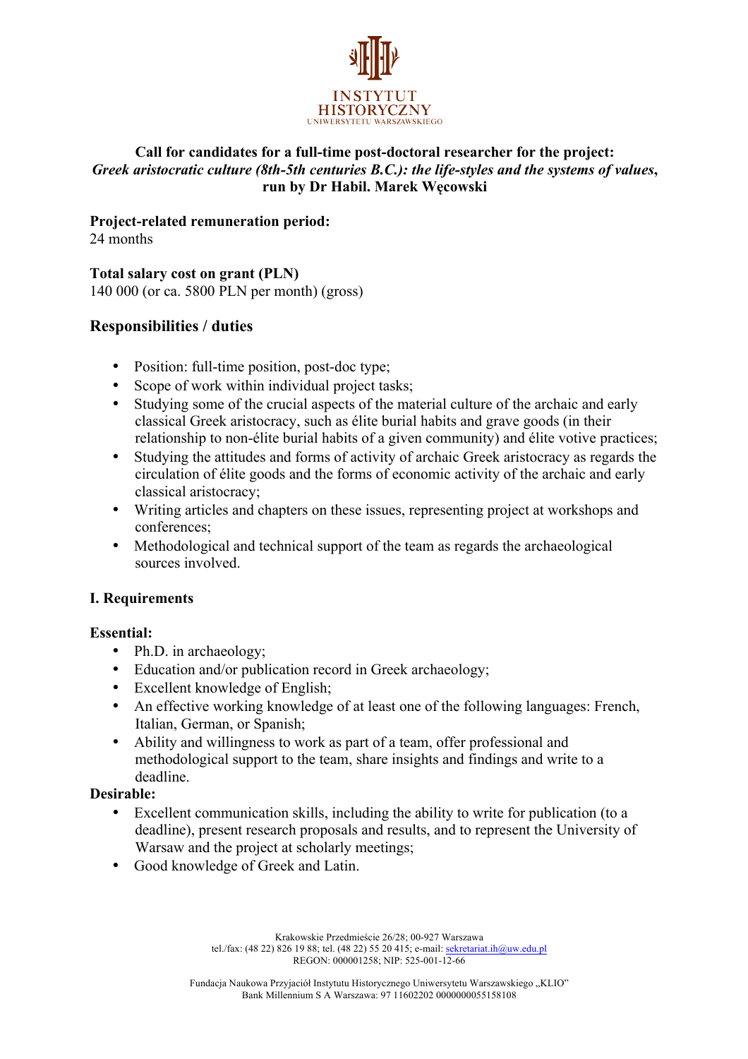INSTYTUT HISTORYCZNY
UNIWERSYTETU WARSZAWSKIEGO

**Call for candidates for a full-time post-doctoral researcher for the project:** ***Greek aristocratic culture (8th-5th centuries B.C.): the life-styles and the systems of values*****, run by Dr Habil. Marek Węcowski**

**Project-related remuneration period:**
24 months

**Total salary cost on grant (PLN)**
140 000 (or ca. 5800 PLN per month) (gross)

## Responsibilities / duties

- Position: full-time position, post-doc type;
- Scope of work within individual project tasks;
- Studying some of the crucial aspects of the material culture of the archaic and early classical Greek aristocracy, such as élite burial habits and grave goods (in their relationship to non-élite burial habits of a given community) and élite votive practices;
- Studying the attitudes and forms of activity of archaic Greek aristocracy as regards the circulation of élite goods and the forms of economic activity of the archaic and early classical aristocracy;
- Writing articles and chapters on these issues, representing project at workshops and conferences;
- Methodological and technical support of the team as regards the archaeological sources involved.

### I. Requirements

**Essential:**

- Ph.D. in archaeology;
- Education and/or publication record in Greek archaeology;
- Excellent knowledge of English;
- An effective working knowledge of at least one of the following languages: French, Italian, German, or Spanish;
- Ability and willingness to work as part of a team, offer professional and methodological support to the team, share insights and findings and write to a deadline.

**Desirable:**

- Excellent communication skills, including the ability to write for publication (to a deadline), present research proposals and results, and to represent the University of Warsaw and the project at scholarly meetings;
- Good knowledge of Greek and Latin.

Krakowskie Przedmieście 26/28; 00-927 Warszawa
tel./fax: (48 22) 826 19 88; tel. (48 22) 55 20 415; e-mail: sekretariat.ih@uw.edu.pl
REGON: 000001258; NIP: 525-001-12-66

Fundacja Naukowa Przyjaciół Instytutu Historycznego Uniwersytetu Warszawskiego „KLIO"
Bank Millennium S A Warszawa: 97 11602202 0000000055158108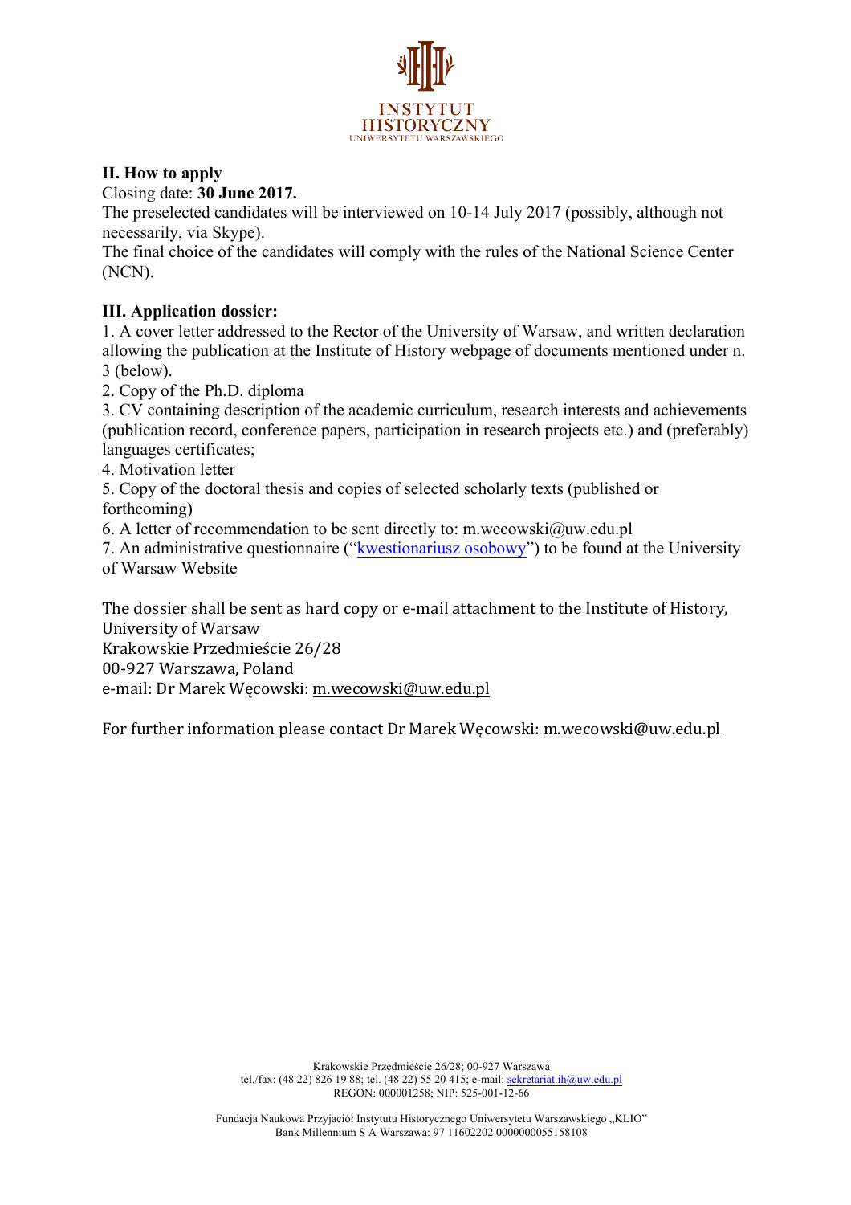## II. How to apply

Closing date: **30 June 2017.**

The preselected candidates will be interviewed on 10-14 July 2017 (possibly, although not necessarily, via Skype).

The final choice of the candidates will comply with the rules of the National Science Center (NCN).

## III. Application dossier:

1. A cover letter addressed to the Rector of the University of Warsaw, and written declaration allowing the publication at the Institute of History webpage of documents mentioned under n. 3 (below).
2. Copy of the Ph.D. diploma
3. CV containing description of the academic curriculum, research interests and achievements (publication record, conference papers, participation in research projects etc.) and (preferably) languages certificates;
4. Motivation letter
5. Copy of the doctoral thesis and copies of selected scholarly texts (published or forthcoming)
6. A letter of recommendation to be sent directly to: m.wecowski@uw.edu.pl
7. An administrative questionnaire ("kwestionariusz osobowy") to be found at the University of Warsaw Website

The dossier shall be sent as hard copy or e-mail attachment to the Institute of History, University of Warsaw
Krakowskie Przedmieście 26/28
00-927 Warszawa, Poland
e-mail: Dr Marek Węcowski: m.wecowski@uw.edu.pl

For further information please contact Dr Marek Węcowski: m.wecowski@uw.edu.pl